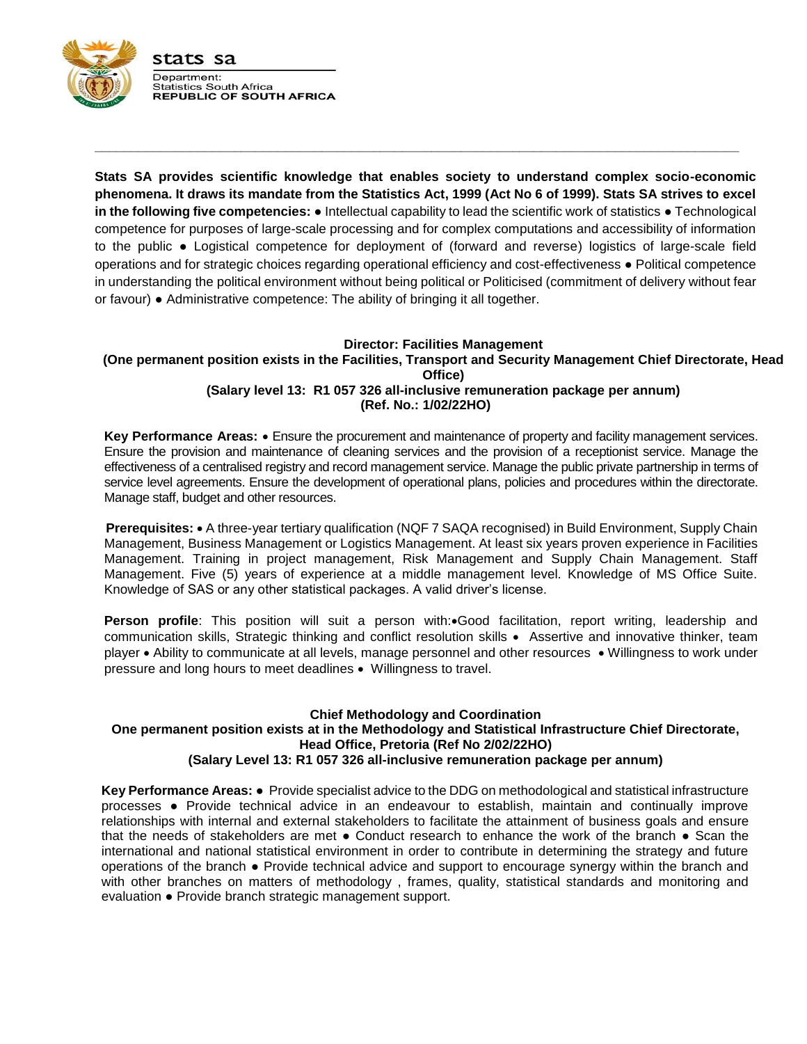stats sa

Department:
Statistics South Africa
REPUBLIC OF SOUTH AFRICA

---

**Stats SA provides scientific knowledge that enables society to understand complex socio-economic phenomena. It draws its mandate from the Statistics Act, 1999 (Act No 6 of 1999). Stats SA strives to excel in the following five competencies:** ● Intellectual capability to lead the scientific work of statistics ● Technological competence for purposes of large-scale processing and for complex computations and accessibility of information to the public ● Logistical competence for deployment of (forward and reverse) logistics of large-scale field operations and for strategic choices regarding operational efficiency and cost-effectiveness ● Political competence in understanding the political environment without being political or Politicised (commitment of delivery without fear or favour) ● Administrative competence: The ability of bringing it all together.

**Director: Facilities Management**
**(One permanent position exists in the Facilities, Transport and Security Management Chief Directorate, Head Office)**
**(Salary level 13: R1 057 326 all-inclusive remuneration package per annum)**
**(Ref. No.: 1/02/22HO)**

**Key Performance Areas:** • Ensure the procurement and maintenance of property and facility management services. Ensure the provision and maintenance of cleaning services and the provision of a receptionist service. Manage the effectiveness of a centralised registry and record management service. Manage the public private partnership in terms of service level agreements. Ensure the development of operational plans, policies and procedures within the directorate. Manage staff, budget and other resources.

**Prerequisites:** • A three-year tertiary qualification (NQF 7 SAQA recognised) in Build Environment, Supply Chain Management, Business Management or Logistics Management. At least six years proven experience in Facilities Management. Training in project management, Risk Management and Supply Chain Management. Staff Management. Five (5) years of experience at a middle management level. Knowledge of MS Office Suite. Knowledge of SAS or any other statistical packages. A valid driver's license.

**Person profile**: This position will suit a person with:•Good facilitation, report writing, leadership and communication skills, Strategic thinking and conflict resolution skills • Assertive and innovative thinker, team player • Ability to communicate at all levels, manage personnel and other resources • Willingness to work under pressure and long hours to meet deadlines • Willingness to travel.

**Chief Methodology and Coordination**
**One permanent position exists at in the Methodology and Statistical Infrastructure Chief Directorate, Head Office, Pretoria (Ref No 2/02/22HO)**
**(Salary Level 13: R1 057 326 all-inclusive remuneration package per annum)**

**Key Performance Areas:** ● Provide specialist advice to the DDG on methodological and statistical infrastructure processes ● Provide technical advice in an endeavour to establish, maintain and continually improve relationships with internal and external stakeholders to facilitate the attainment of business goals and ensure that the needs of stakeholders are met ● Conduct research to enhance the work of the branch ● Scan the international and national statistical environment in order to contribute in determining the strategy and future operations of the branch ● Provide technical advice and support to encourage synergy within the branch and with other branches on matters of methodology , frames, quality, statistical standards and monitoring and evaluation ● Provide branch strategic management support.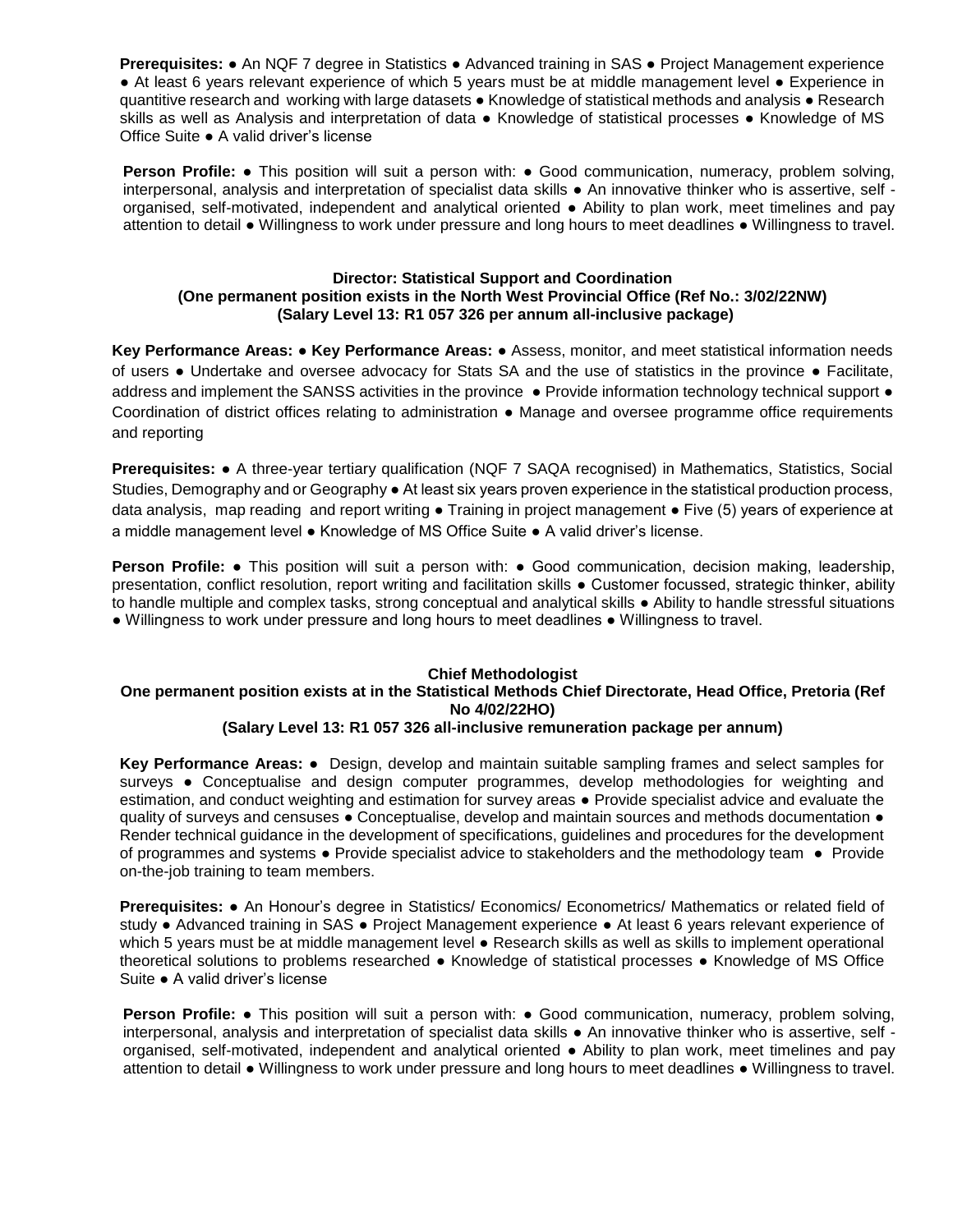**Prerequisites:** ● An NQF 7 degree in Statistics ● Advanced training in SAS ● Project Management experience ● At least 6 years relevant experience of which 5 years must be at middle management level ● Experience in quantitive research and working with large datasets ● Knowledge of statistical methods and analysis ● Research skills as well as Analysis and interpretation of data ● Knowledge of statistical processes ● Knowledge of MS Office Suite ● A valid driver's license

**Person Profile:** ● This position will suit a person with: ● Good communication, numeracy, problem solving, interpersonal, analysis and interpretation of specialist data skills ● An innovative thinker who is assertive, self - organised, self-motivated, independent and analytical oriented ● Ability to plan work, meet timelines and pay attention to detail ● Willingness to work under pressure and long hours to meet deadlines ● Willingness to travel.

**Director: Statistical Support and Coordination**
**(One permanent position exists in the North West Provincial Office (Ref No.: 3/02/22NW)**
**(Salary Level 13: R1 057 326 per annum all-inclusive package)**

**Key Performance Areas: ● Key Performance Areas:** ● Assess, monitor, and meet statistical information needs of users ● Undertake and oversee advocacy for Stats SA and the use of statistics in the province ● Facilitate, address and implement the SANSS activities in the province ● Provide information technology technical support ● Coordination of district offices relating to administration ● Manage and oversee programme office requirements and reporting

**Prerequisites:** ● A three-year tertiary qualification (NQF 7 SAQA recognised) in Mathematics, Statistics, Social Studies, Demography and or Geography ● At least six years proven experience in the statistical production process, data analysis, map reading and report writing ● Training in project management ● Five (5) years of experience at a middle management level ● Knowledge of MS Office Suite ● A valid driver's license.

**Person Profile:** ● This position will suit a person with: ● Good communication, decision making, leadership, presentation, conflict resolution, report writing and facilitation skills ● Customer focussed, strategic thinker, ability to handle multiple and complex tasks, strong conceptual and analytical skills ● Ability to handle stressful situations ● Willingness to work under pressure and long hours to meet deadlines ● Willingness to travel.

**Chief Methodologist**
**One permanent position exists at in the Statistical Methods Chief Directorate, Head Office, Pretoria (Ref No 4/02/22HO)**
**(Salary Level 13: R1 057 326 all-inclusive remuneration package per annum)**

**Key Performance Areas:** ● Design, develop and maintain suitable sampling frames and select samples for surveys ● Conceptualise and design computer programmes, develop methodologies for weighting and estimation, and conduct weighting and estimation for survey areas ● Provide specialist advice and evaluate the quality of surveys and censuses ● Conceptualise, develop and maintain sources and methods documentation ● Render technical guidance in the development of specifications, guidelines and procedures for the development of programmes and systems ● Provide specialist advice to stakeholders and the methodology team ● Provide on-the-job training to team members.

**Prerequisites:** ● An Honour's degree in Statistics/ Economics/ Econometrics/ Mathematics or related field of study ● Advanced training in SAS ● Project Management experience ● At least 6 years relevant experience of which 5 years must be at middle management level ● Research skills as well as skills to implement operational theoretical solutions to problems researched ● Knowledge of statistical processes ● Knowledge of MS Office Suite ● A valid driver's license

**Person Profile:** ● This position will suit a person with: ● Good communication, numeracy, problem solving, interpersonal, analysis and interpretation of specialist data skills ● An innovative thinker who is assertive, self - organised, self-motivated, independent and analytical oriented ● Ability to plan work, meet timelines and pay attention to detail ● Willingness to work under pressure and long hours to meet deadlines ● Willingness to travel.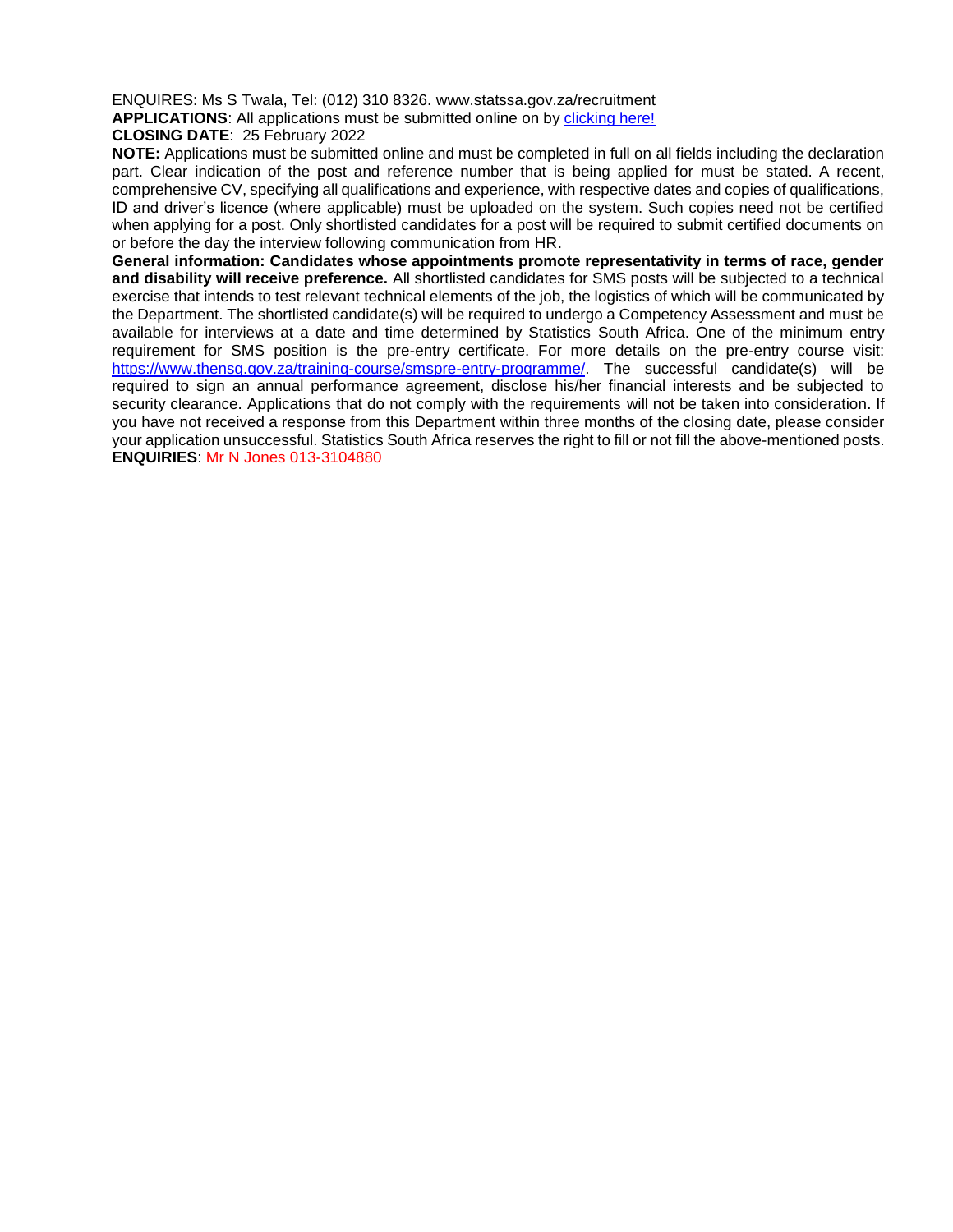ENQUIRES: Ms S Twala, Tel: (012) 310 8326. www.statssa.gov.za/recruitment

**APPLICATIONS**: All applications must be submitted online on by [clicking here!]()

**CLOSING DATE**: 25 February 2022

**NOTE:** Applications must be submitted online and must be completed in full on all fields including the declaration part. Clear indication of the post and reference number that is being applied for must be stated. A recent, comprehensive CV, specifying all qualifications and experience, with respective dates and copies of qualifications, ID and driver's licence (where applicable) must be uploaded on the system. Such copies need not be certified when applying for a post. Only shortlisted candidates for a post will be required to submit certified documents on or before the day the interview following communication from HR.

**General information: Candidates whose appointments promote representativity in terms of race, gender and disability will receive preference.** All shortlisted candidates for SMS posts will be subjected to a technical exercise that intends to test relevant technical elements of the job, the logistics of which will be communicated by the Department. The shortlisted candidate(s) will be required to undergo a Competency Assessment and must be available for interviews at a date and time determined by Statistics South Africa. One of the minimum entry requirement for SMS position is the pre-entry certificate. For more details on the pre-entry course visit: https://www.thensg.gov.za/training-course/smspre-entry-programme/. The successful candidate(s) will be required to sign an annual performance agreement, disclose his/her financial interests and be subjected to security clearance. Applications that do not comply with the requirements will not be taken into consideration. If you have not received a response from this Department within three months of the closing date, please consider your application unsuccessful. Statistics South Africa reserves the right to fill or not fill the above-mentioned posts.

**ENQUIRIES**: Mr N Jones 013-3104880